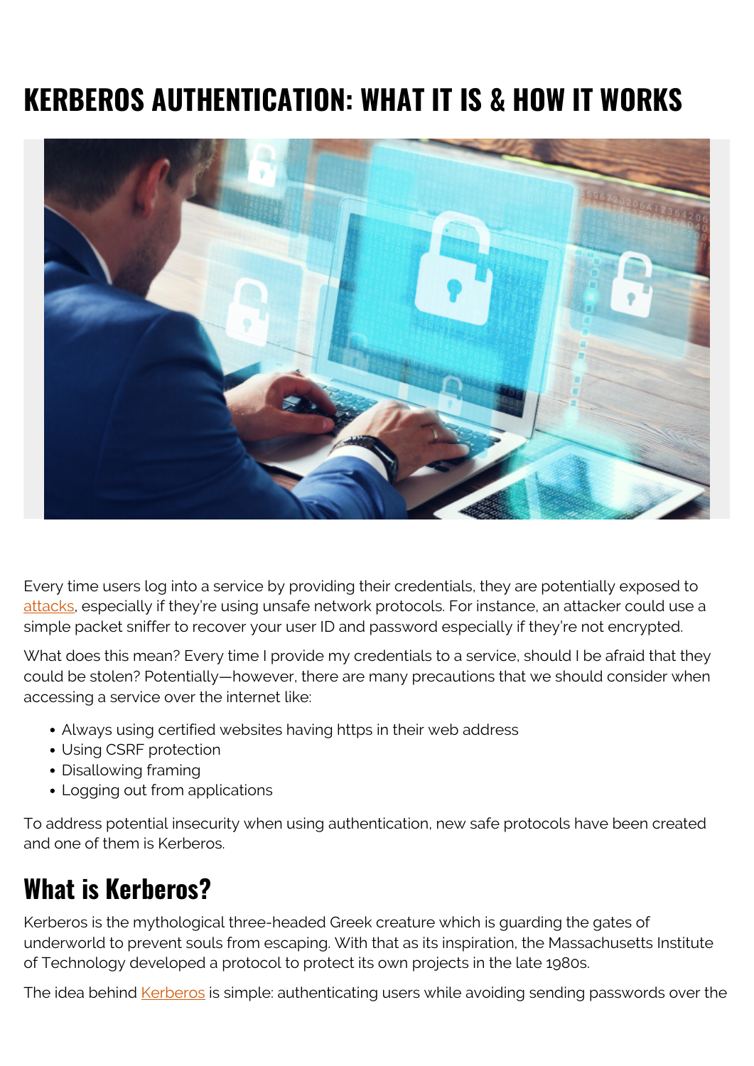# KERBEROS AUTHENTICATION: WHAT IT IS & HOW IT WORKS

Every time users log into a service by providing their credentials, they are potentially exposed to attacks, especially if they're using unsafe network protocols. For instance, an attacker could use a simple packet sniffer to recover your user ID and password especially if they're not encrypted.

What does this mean? Every time I provide my credentials to a service, should I be afraid that they could be stolen? Potentially—however, there are many precautions that we should consider when accessing a service over the internet like:

- Always using certified websites having https in their web address
- Using CSRF protection
- Disallowing framing
- Logging out from applications

To address potential insecurity when using authentication, new safe protocols have been created and one of them is Kerberos.

## What is Kerberos?

Kerberos is the mythological three-headed Greek creature which is guarding the gates of underworld to prevent souls from escaping. With that as its inspiration, the Massachusetts Institute of Technology developed a protocol to protect its own projects in the late 1980s.

The idea behind Kerberos is simple: authenticating users while avoiding sending passwords over the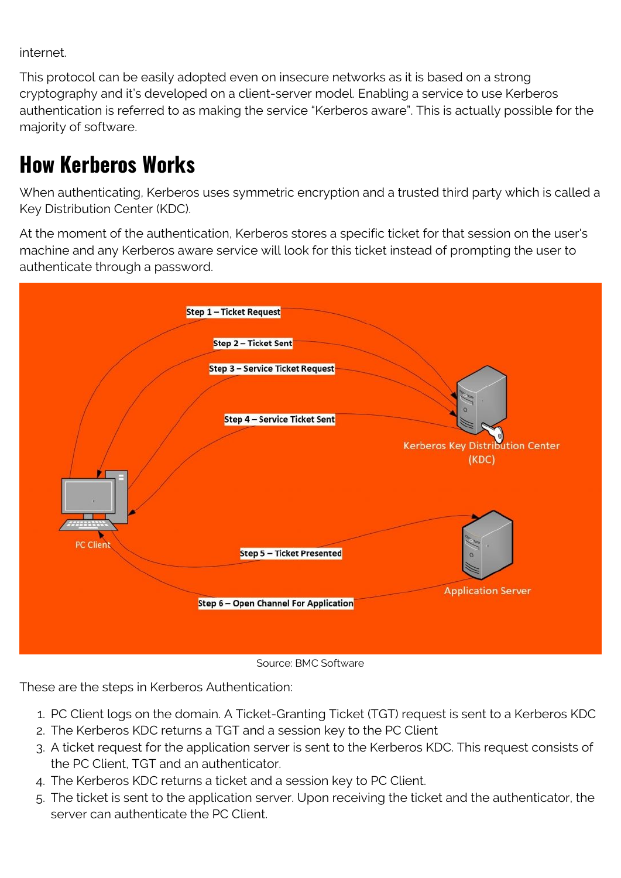internet.

This protocol can be easily adopted even on insecure networks as it is based on a strong cryptography and it's developed on a client-server model. Enabling a service to use Kerberos authentication is referred to as making the service "Kerberos aware". This is actually possible for the majority of software.

# How Kerberos Works

When authenticating, Kerberos uses symmetric encryption and a trusted third party which is called a Key Distribution Center (KDC).

At the moment of the authentication, Kerberos stores a specific ticket for that session on the user's machine and any Kerberos aware service will look for this ticket instead of prompting the user to authenticate through a password.

Source: BMC Software

These are the steps in Kerberos Authentication:

1. PC Client logs on the domain. A Ticket-Granting Ticket (TGT) request is sent to a Kerberos KDC
2. The Kerberos KDC returns a TGT and a session key to the PC Client
3. A ticket request for the application server is sent to the Kerberos KDC. This request consists of the PC Client, TGT and an authenticator.
4. The Kerberos KDC returns a ticket and a session key to PC Client.
5. The ticket is sent to the application server. Upon receiving the ticket and the authenticator, the server can authenticate the PC Client.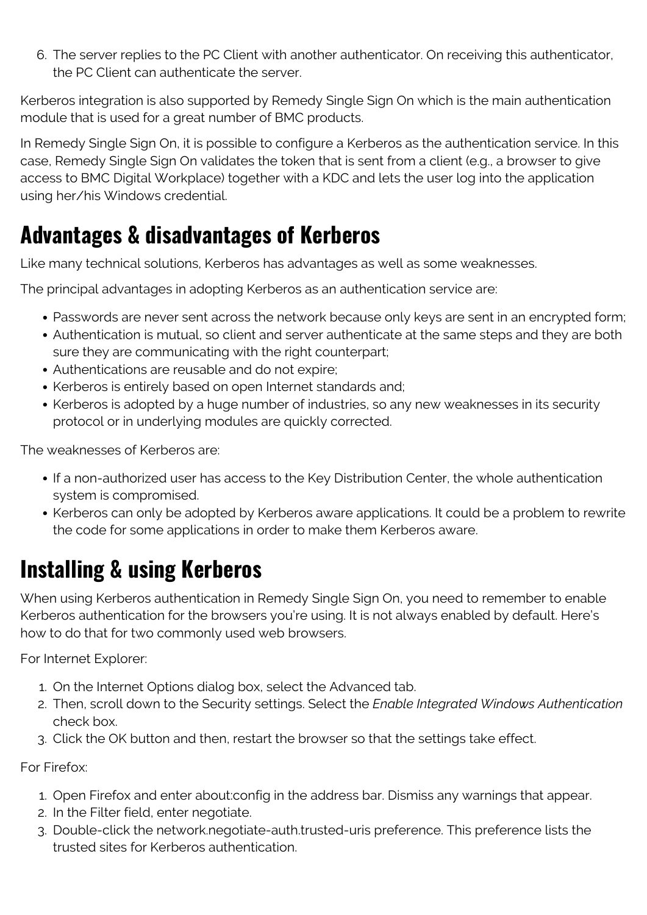6. The server replies to the PC Client with another authenticator. On receiving this authenticator, the PC Client can authenticate the server.

Kerberos integration is also supported by Remedy Single Sign On which is the main authentication module that is used for a great number of BMC products.

In Remedy Single Sign On, it is possible to configure a Kerberos as the authentication service. In this case, Remedy Single Sign On validates the token that is sent from a client (e.g., a browser to give access to BMC Digital Workplace) together with a KDC and lets the user log into the application using her/his Windows credential.

## Advantages & disadvantages of Kerberos

Like many technical solutions, Kerberos has advantages as well as some weaknesses.

The principal advantages in adopting Kerberos as an authentication service are:

- Passwords are never sent across the network because only keys are sent in an encrypted form;
- Authentication is mutual, so client and server authenticate at the same steps and they are both sure they are communicating with the right counterpart;
- Authentications are reusable and do not expire;
- Kerberos is entirely based on open Internet standards and;
- Kerberos is adopted by a huge number of industries, so any new weaknesses in its security protocol or in underlying modules are quickly corrected.

The weaknesses of Kerberos are:

- If a non-authorized user has access to the Key Distribution Center, the whole authentication system is compromised.
- Kerberos can only be adopted by Kerberos aware applications. It could be a problem to rewrite the code for some applications in order to make them Kerberos aware.

## Installing & using Kerberos

When using Kerberos authentication in Remedy Single Sign On, you need to remember to enable Kerberos authentication for the browsers you're using. It is not always enabled by default. Here's how to do that for two commonly used web browsers.

For Internet Explorer:

1. On the Internet Options dialog box, select the Advanced tab.
2. Then, scroll down to the Security settings. Select the *Enable Integrated Windows Authentication* check box.
3. Click the OK button and then, restart the browser so that the settings take effect.

For Firefox:

1. Open Firefox and enter about:config in the address bar. Dismiss any warnings that appear.
2. In the Filter field, enter negotiate.
3. Double-click the network.negotiate-auth.trusted-uris preference. This preference lists the trusted sites for Kerberos authentication.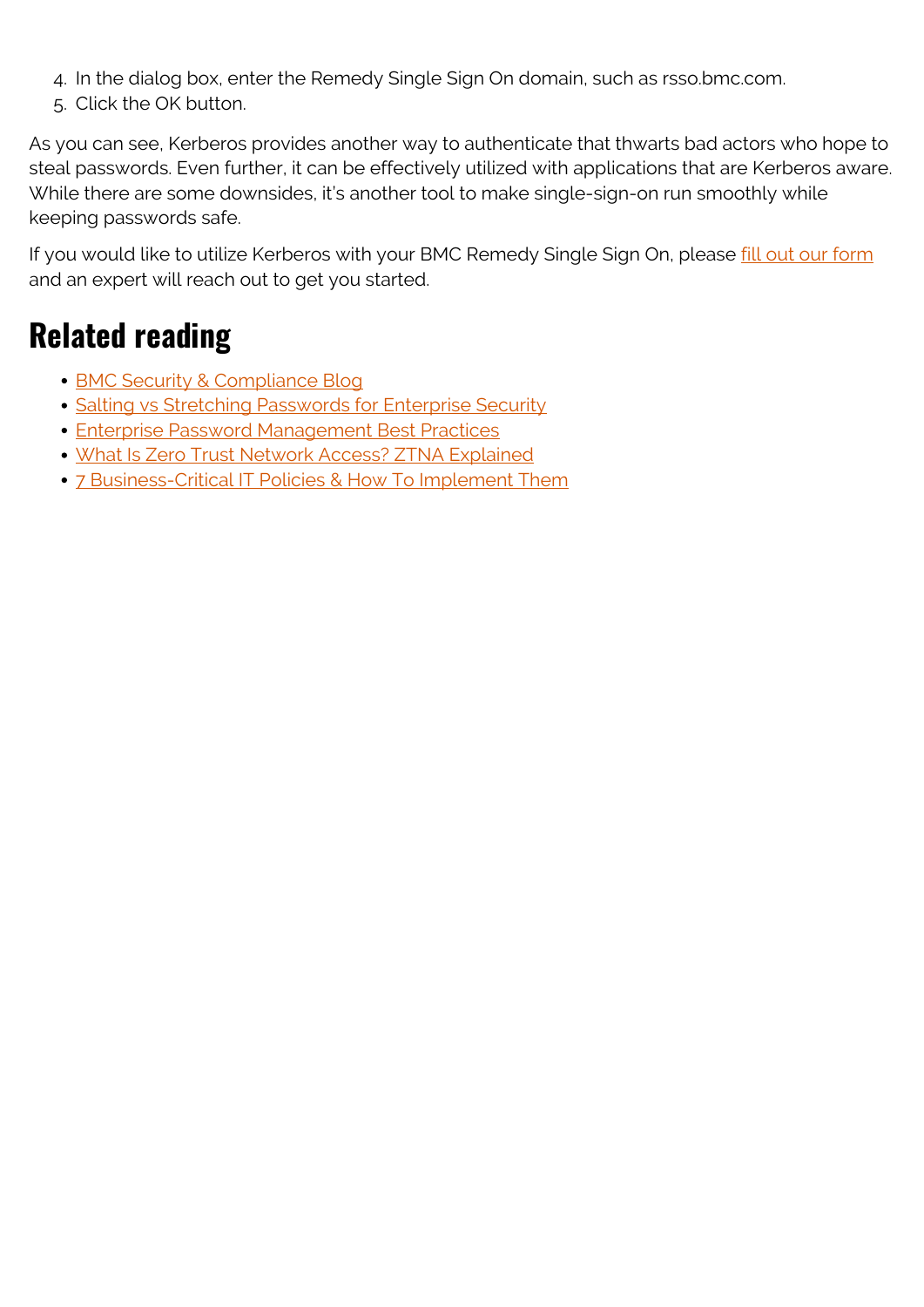4. In the dialog box, enter the Remedy Single Sign On domain, such as rsso.bmc.com.
5. Click the OK button.

As you can see, Kerberos provides another way to authenticate that thwarts bad actors who hope to steal passwords. Even further, it can be effectively utilized with applications that are Kerberos aware. While there are some downsides, it's another tool to make single-sign-on run smoothly while keeping passwords safe.

If you would like to utilize Kerberos with your BMC Remedy Single Sign On, please fill out our form and an expert will reach out to get you started.

## Related reading

- BMC Security & Compliance Blog
- Salting vs Stretching Passwords for Enterprise Security
- Enterprise Password Management Best Practices
- What Is Zero Trust Network Access? ZTNA Explained
- 7 Business-Critical IT Policies & How To Implement Them